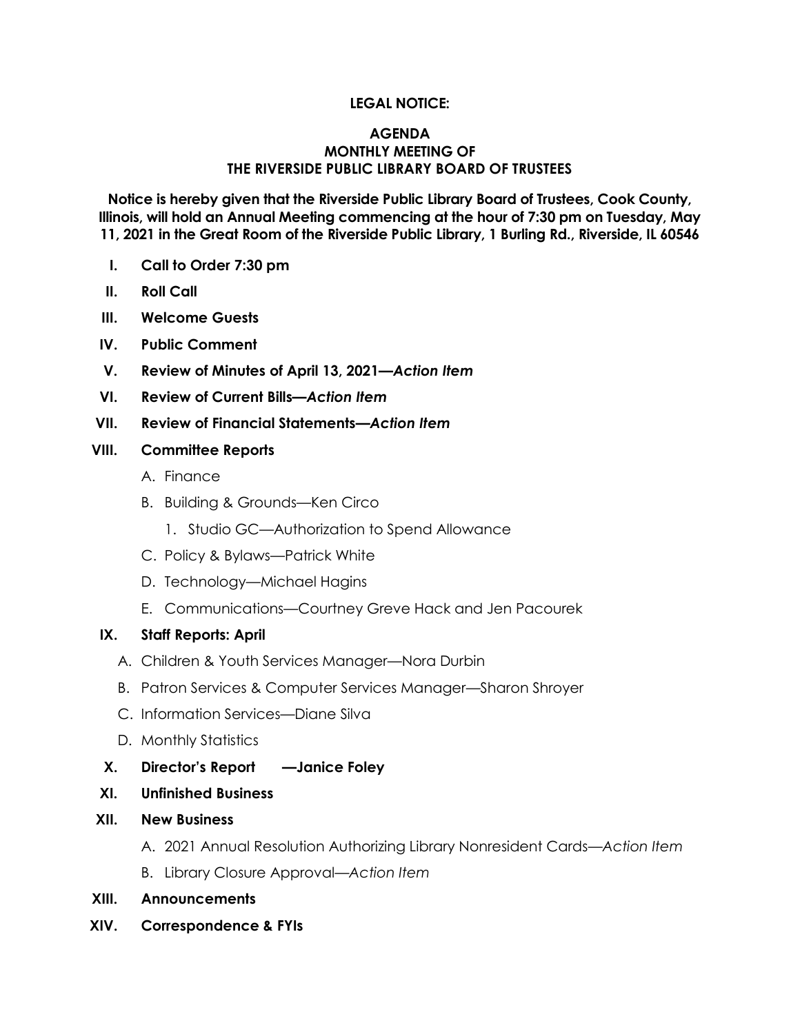**LEGAL NOTICE:**

**AGENDA**
**MONTHLY MEETING OF**
**THE RIVERSIDE PUBLIC LIBRARY BOARD OF TRUSTEES**

**Notice is hereby given that the Riverside Public Library Board of Trustees, Cook County, Illinois, will hold an Annual Meeting commencing at the hour of 7:30 pm on Tuesday, May 11, 2021 in the Great Room of the Riverside Public Library, 1 Burling Rd., Riverside, IL 60546**

I. **Call to Order 7:30 pm**

II. **Roll Call**

III. **Welcome Guests**

IV. **Public Comment**

V. **Review of Minutes of April 13, 2021—*Action Item***

VI. **Review of Current Bills—*Action Item***

VII. **Review of Financial Statements—*Action Item***

VIII. **Committee Reports**

   A. Finance

   B. Building & Grounds—Ken Circo

      1. Studio GC—Authorization to Spend Allowance

   C. Policy & Bylaws—Patrick White

   D. Technology—Michael Hagins

   E. Communications—Courtney Greve Hack and Jen Pacourek

IX. **Staff Reports: April**

   A. Children & Youth Services Manager—Nora Durbin

   B. Patron Services & Computer Services Manager—Sharon Shroyer

   C. Information Services—Diane Silva

   D. Monthly Statistics

X. **Director's Report —Janice Foley**

XI. **Unfinished Business**

XII. **New Business**

   A. 2021 Annual Resolution Authorizing Library Nonresident Cards—*Action Item*

   B. Library Closure Approval—*Action Item*

XIII. **Announcements**

XIV. **Correspondence & FYIs**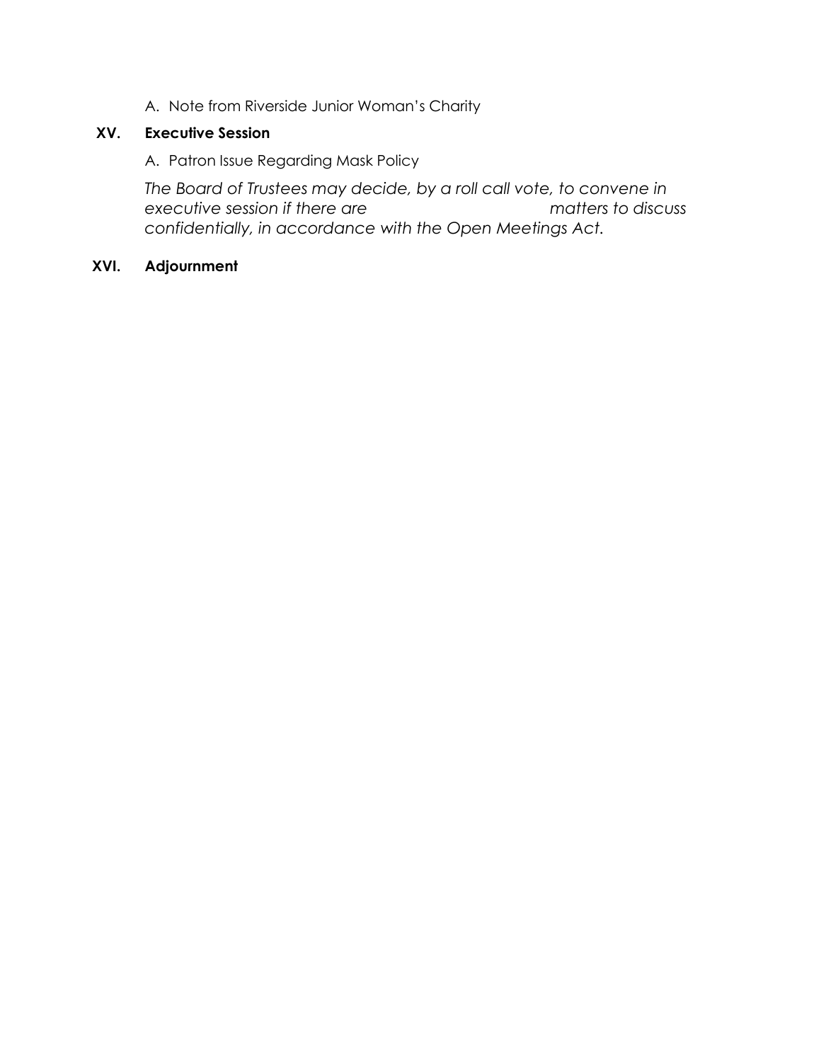A. Note from Riverside Junior Woman's Charity

## XV. Executive Session

A. Patron Issue Regarding Mask Policy

*The Board of Trustees may decide, by a roll call vote, to convene in executive session if there are matters to discuss confidentially, in accordance with the Open Meetings Act.*

## XVI. Adjournment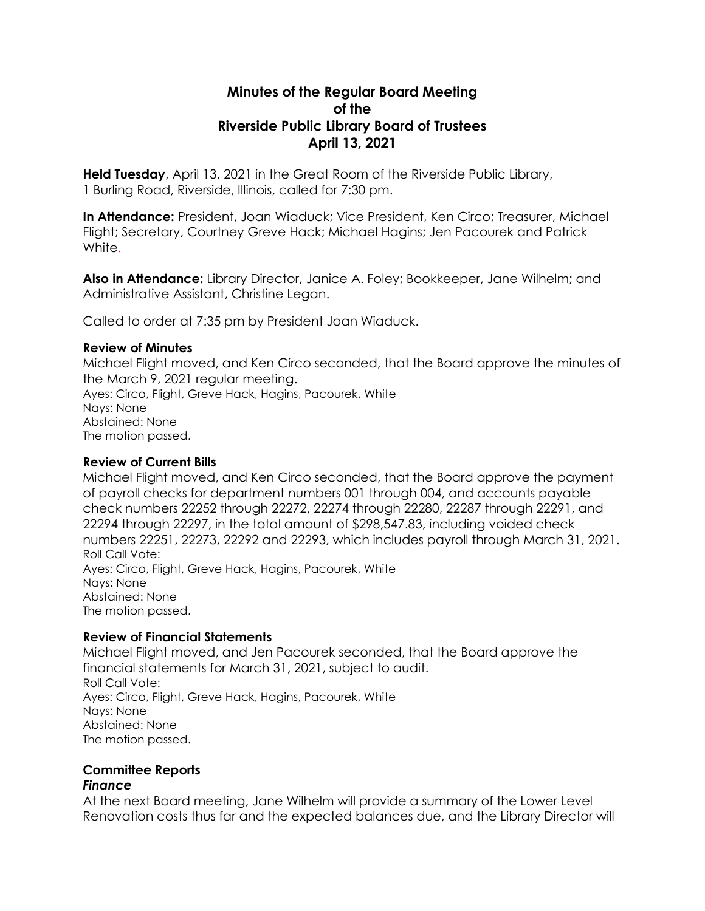# Minutes of the Regular Board Meeting of the Riverside Public Library Board of Trustees April 13, 2021

**Held Tuesday**, April 13, 2021 in the Great Room of the Riverside Public Library, 1 Burling Road, Riverside, Illinois, called for 7:30 pm.

**In Attendance:** President, Joan Wiaduck; Vice President, Ken Circo; Treasurer, Michael Flight; Secretary, Courtney Greve Hack; Michael Hagins; Jen Pacourek and Patrick White.

**Also in Attendance:** Library Director, Janice A. Foley; Bookkeeper, Jane Wilhelm; and Administrative Assistant, Christine Legan.

Called to order at 7:35 pm by President Joan Wiaduck.

### Review of Minutes

Michael Flight moved, and Ken Circo seconded, that the Board approve the minutes of the March 9, 2021 regular meeting.
Ayes: Circo, Flight, Greve Hack, Hagins, Pacourek, White
Nays: None
Abstained: None
The motion passed.

### Review of Current Bills

Michael Flight moved, and Ken Circo seconded, that the Board approve the payment of payroll checks for department numbers 001 through 004, and accounts payable check numbers 22252 through 22272, 22274 through 22280, 22287 through 22291, and 22294 through 22297, in the total amount of $298,547.83, including voided check numbers 22251, 22273, 22292 and 22293, which includes payroll through March 31, 2021.
Roll Call Vote:
Ayes: Circo, Flight, Greve Hack, Hagins, Pacourek, White
Nays: None
Abstained: None
The motion passed.

### Review of Financial Statements

Michael Flight moved, and Jen Pacourek seconded, that the Board approve the financial statements for March 31, 2021, subject to audit.
Roll Call Vote:
Ayes: Circo, Flight, Greve Hack, Hagins, Pacourek, White
Nays: None
Abstained: None
The motion passed.

### Committee Reports

#### *Finance*

At the next Board meeting, Jane Wilhelm will provide a summary of the Lower Level Renovation costs thus far and the expected balances due, and the Library Director will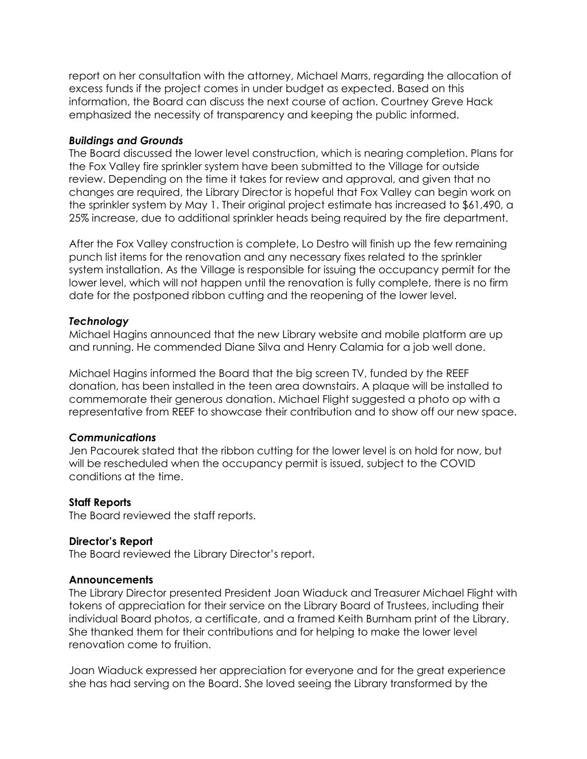report on her consultation with the attorney, Michael Marrs, regarding the allocation of excess funds if the project comes in under budget as expected. Based on this information, the Board can discuss the next course of action. Courtney Greve Hack emphasized the necessity of transparency and keeping the public informed.

***Buildings and Grounds***

The Board discussed the lower level construction, which is nearing completion. Plans for the Fox Valley fire sprinkler system have been submitted to the Village for outside review. Depending on the time it takes for review and approval, and given that no changes are required, the Library Director is hopeful that Fox Valley can begin work on the sprinkler system by May 1. Their original project estimate has increased to $61,490, a 25% increase, due to additional sprinkler heads being required by the fire department.

After the Fox Valley construction is complete, Lo Destro will finish up the few remaining punch list items for the renovation and any necessary fixes related to the sprinkler system installation. As the Village is responsible for issuing the occupancy permit for the lower level, which will not happen until the renovation is fully complete, there is no firm date for the postponed ribbon cutting and the reopening of the lower level.

***Technology***

Michael Hagins announced that the new Library website and mobile platform are up and running. He commended Diane Silva and Henry Calamia for a job well done.

Michael Hagins informed the Board that the big screen TV, funded by the REEF donation, has been installed in the teen area downstairs. A plaque will be installed to commemorate their generous donation. Michael Flight suggested a photo op with a representative from REEF to showcase their contribution and to show off our new space.

***Communications***

Jen Pacourek stated that the ribbon cutting for the lower level is on hold for now, but will be rescheduled when the occupancy permit is issued, subject to the COVID conditions at the time.

**Staff Reports**

The Board reviewed the staff reports.

**Director's Report**

The Board reviewed the Library Director's report.

**Announcements**

The Library Director presented President Joan Wiaduck and Treasurer Michael Flight with tokens of appreciation for their service on the Library Board of Trustees, including their individual Board photos, a certificate, and a framed Keith Burnham print of the Library. She thanked them for their contributions and for helping to make the lower level renovation come to fruition.

Joan Wiaduck expressed her appreciation for everyone and for the great experience she has had serving on the Board. She loved seeing the Library transformed by the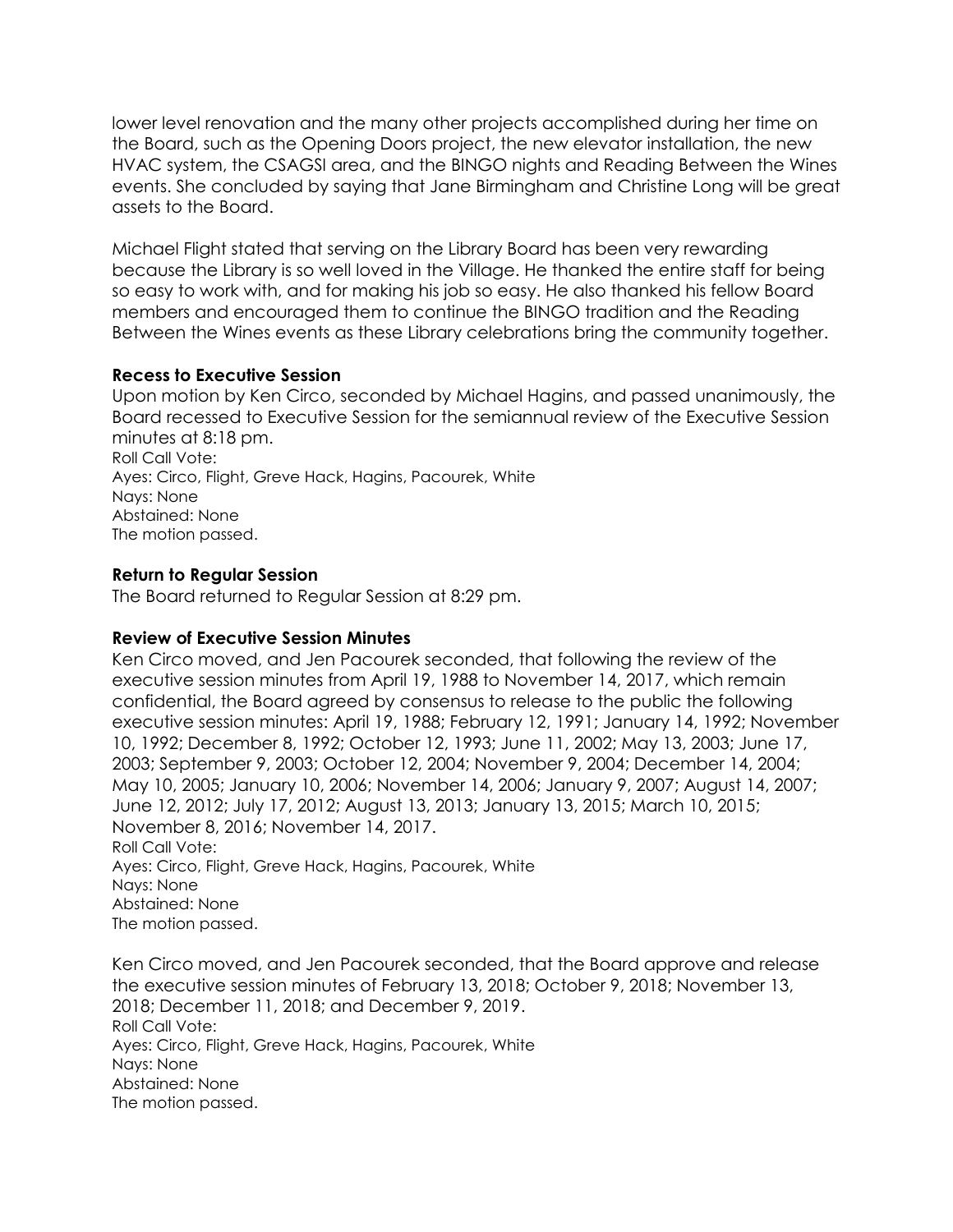lower level renovation and the many other projects accomplished during her time on the Board, such as the Opening Doors project, the new elevator installation, the new HVAC system, the CSAGSI area, and the BINGO nights and Reading Between the Wines events. She concluded by saying that Jane Birmingham and Christine Long will be great assets to the Board.

Michael Flight stated that serving on the Library Board has been very rewarding because the Library is so well loved in the Village. He thanked the entire staff for being so easy to work with, and for making his job so easy. He also thanked his fellow Board members and encouraged them to continue the BINGO tradition and the Reading Between the Wines events as these Library celebrations bring the community together.

**Recess to Executive Session**

Upon motion by Ken Circo, seconded by Michael Hagins, and passed unanimously, the Board recessed to Executive Session for the semiannual review of the Executive Session minutes at 8:18 pm.
Roll Call Vote:
Ayes: Circo, Flight, Greve Hack, Hagins, Pacourek, White
Nays: None
Abstained: None
The motion passed.

**Return to Regular Session**

The Board returned to Regular Session at 8:29 pm.

**Review of Executive Session Minutes**

Ken Circo moved, and Jen Pacourek seconded, that following the review of the executive session minutes from April 19, 1988 to November 14, 2017, which remain confidential, the Board agreed by consensus to release to the public the following executive session minutes: April 19, 1988; February 12, 1991; January 14, 1992; November 10, 1992; December 8, 1992; October 12, 1993; June 11, 2002; May 13, 2003; June 17, 2003; September 9, 2003; October 12, 2004; November 9, 2004; December 14, 2004; May 10, 2005; January 10, 2006; November 14, 2006; January 9, 2007; August 14, 2007; June 12, 2012; July 17, 2012; August 13, 2013; January 13, 2015; March 10, 2015; November 8, 2016; November 14, 2017.
Roll Call Vote:
Ayes: Circo, Flight, Greve Hack, Hagins, Pacourek, White
Nays: None
Abstained: None
The motion passed.

Ken Circo moved, and Jen Pacourek seconded, that the Board approve and release the executive session minutes of February 13, 2018; October 9, 2018; November 13, 2018; December 11, 2018; and December 9, 2019.
Roll Call Vote:
Ayes: Circo, Flight, Greve Hack, Hagins, Pacourek, White
Nays: None
Abstained: None
The motion passed.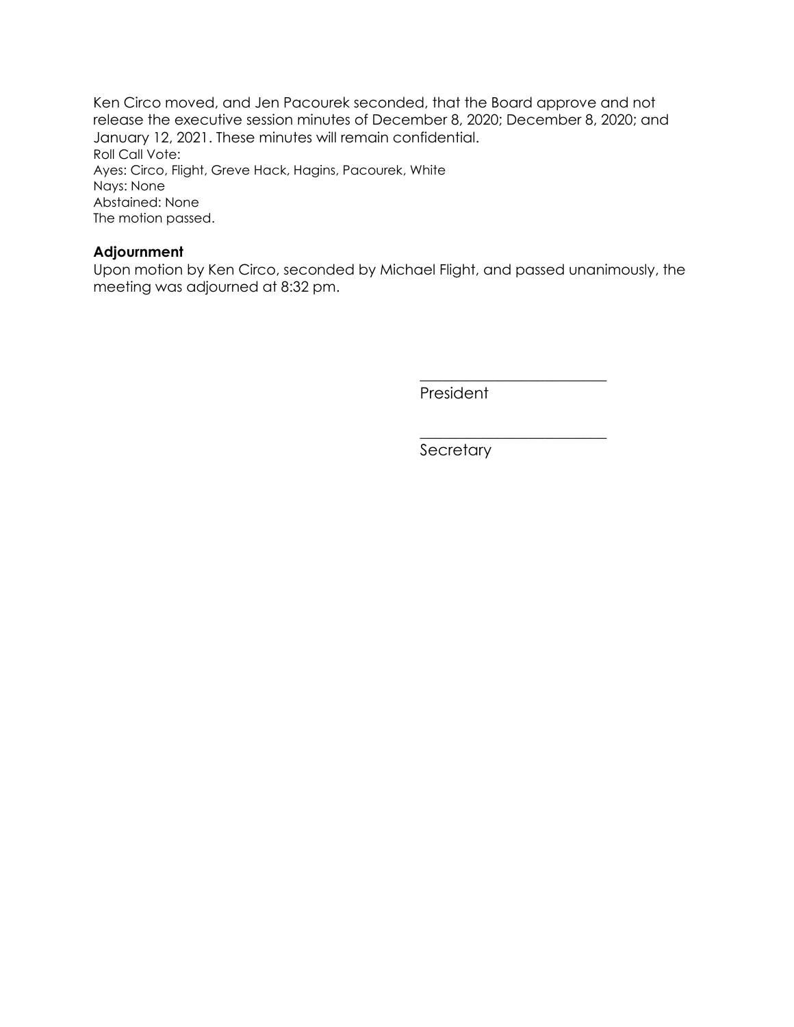Ken Circo moved, and Jen Pacourek seconded, that the Board approve and not release the executive session minutes of December 8, 2020; December 8, 2020; and January 12, 2021. These minutes will remain confidential.
Roll Call Vote:
Ayes: Circo, Flight, Greve Hack, Hagins, Pacourek, White
Nays: None
Abstained: None
The motion passed.

**Adjournment**
Upon motion by Ken Circo, seconded by Michael Flight, and passed unanimously, the meeting was adjourned at 8:32 pm.

_________________________
President

_________________________
Secretary